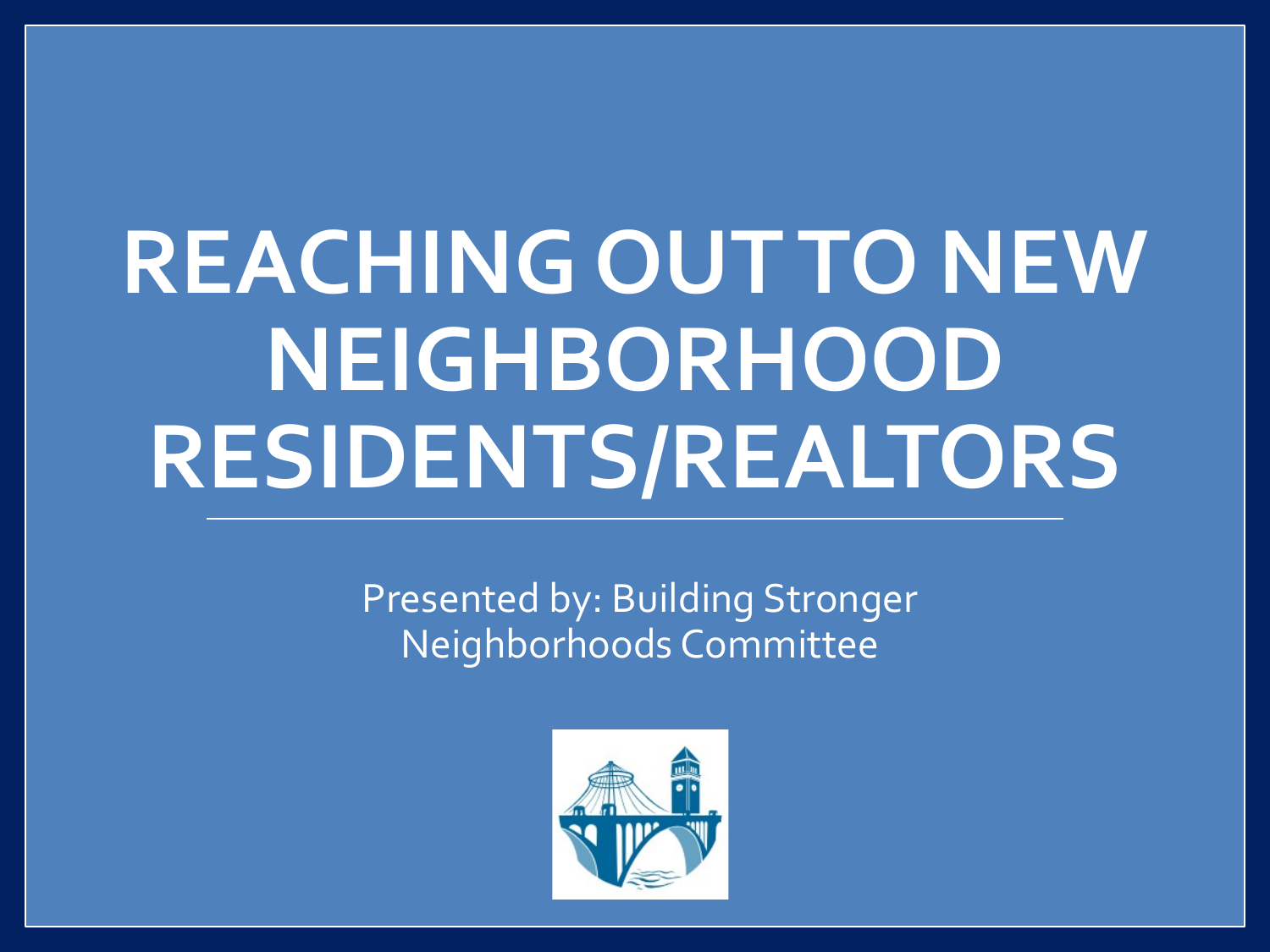# REACHING OUT TO NEW NEIGHBORHOOD RESIDENTS/REALTORS

Presented by: Building Stronger Neighborhoods Committee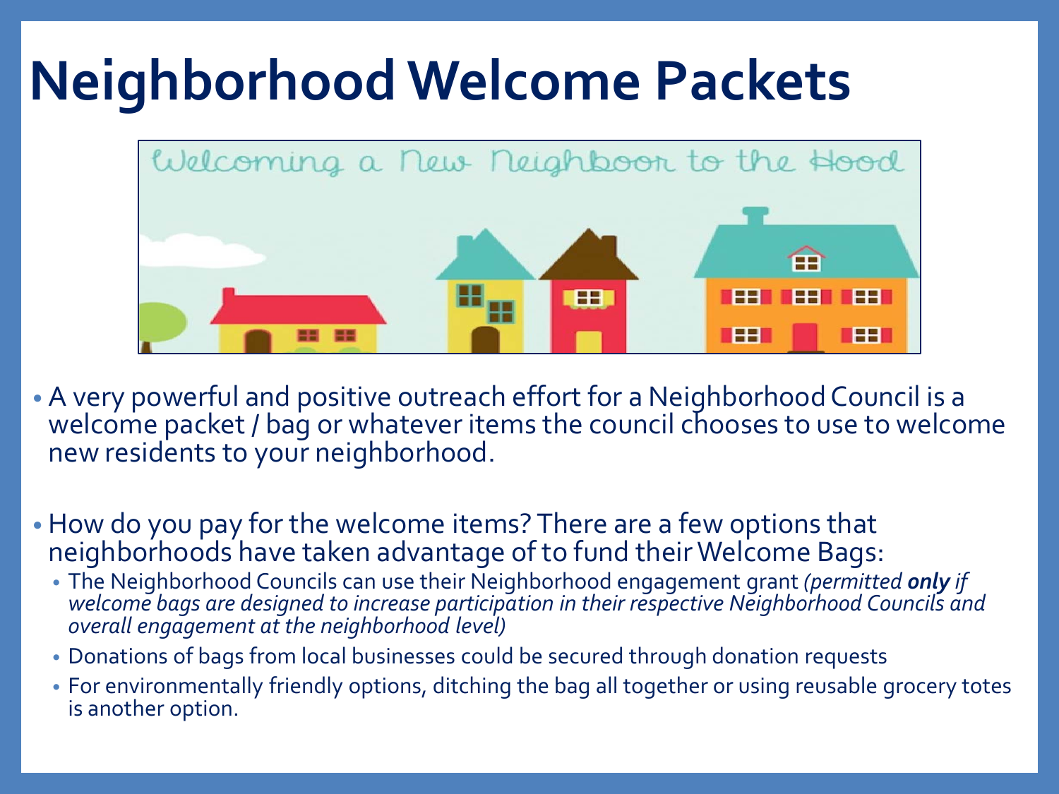# Neighborhood Welcome Packets

- A very powerful and positive outreach effort for a Neighborhood Council is a welcome packet / bag or whatever items the council chooses to use to welcome new residents to your neighborhood.

- How do you pay for the welcome items? There are a few options that neighborhoods have taken advantage of to fund their Welcome Bags:
  - The Neighborhood Councils can use their Neighborhood engagement grant *(permitted **only** if welcome bags are designed to increase participation in their respective Neighborhood Councils and overall engagement at the neighborhood level)*
  - Donations of bags from local businesses could be secured through donation requests
  - For environmentally friendly options, ditching the bag all together or using reusable grocery totes is another option.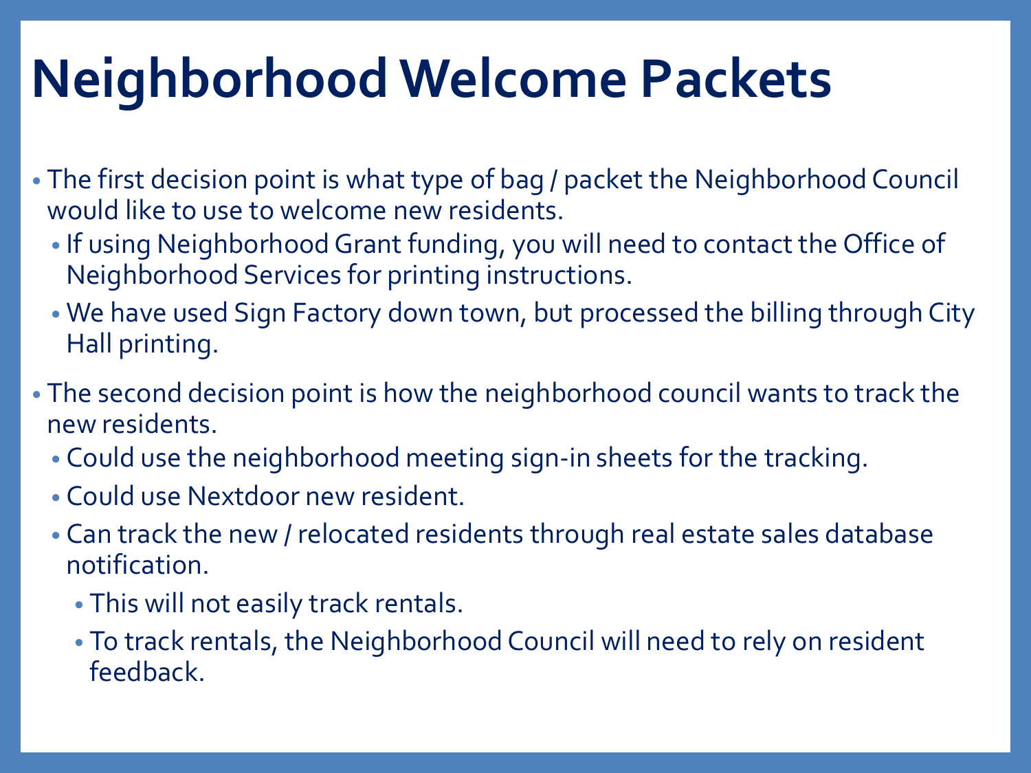# Neighborhood Welcome Packets

- The first decision point is what type of bag / packet the Neighborhood Council would like to use to welcome new residents.
  - If using Neighborhood Grant funding, you will need to contact the Office of Neighborhood Services for printing instructions.
  - We have used Sign Factory down town, but processed the billing through City Hall printing.
- The second decision point is how the neighborhood council wants to track the new residents.
  - Could use the neighborhood meeting sign-in sheets for the tracking.
  - Could use Nextdoor new resident.
  - Can track the new / relocated residents through real estate sales database notification.
    - This will not easily track rentals.
    - To track rentals, the Neighborhood Council will need to rely on resident feedback.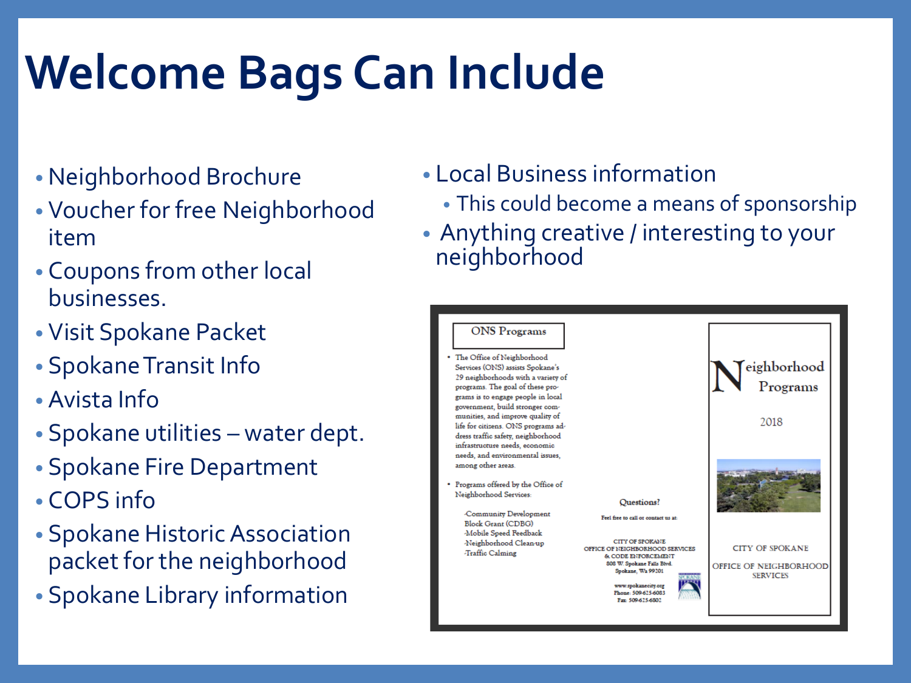# Welcome Bags Can Include

- Neighborhood Brochure
- Voucher for free Neighborhood item
- Coupons from other local businesses.
- Visit Spokane Packet
- Spokane Transit Info
- Avista Info
- Spokane utilities – water dept.
- Spokane Fire Department
- COPS info
- Spokane Historic Association packet for the neighborhood
- Spokane Library information
- Local Business information
  - This could become a means of sponsorship
- Anything creative / interesting to your neighborhood

ONS Programs

- The Office of Neighborhood Services (ONS) assists Spokane's 29 neighborhoods with a variety of programs. The goal of these programs is to engage people in local government, build stronger communities, and improve quality of life for citizens. ONS programs address traffic safety, neighborhood infrastructure needs, economic needs, and environmental issues, among other areas.
- Programs offered by the Office of Neighborhood Services:

  -Community Development Block Grant (CDBG)
  -Mobile Speed Feedback
  -Neighborhood Clean-up
  -Traffic Calming

Questions?

Feel free to call or contact us at:

CITY OF SPOKANE
OFFICE OF NEIGHBORHOOD SERVICES & CODE ENFORCEMENT
808 W. Spokane Falls Blvd.
Spokane, Wa 99201

www.spokanecity.org
Phone: 509-625-6083
Fax: 509-625-6802

Neighborhood Programs

2018

CITY OF SPOKANE

OFFICE OF NEIGHBORHOOD SERVICES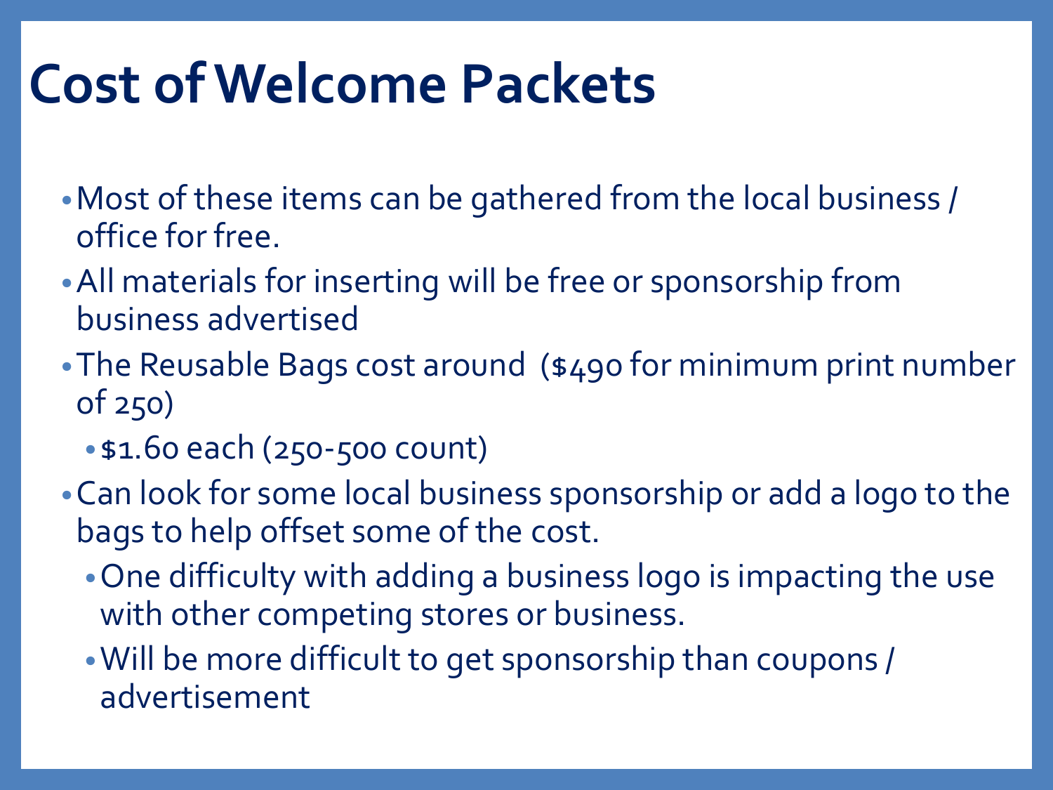# Cost of Welcome Packets

- Most of these items can be gathered from the local business / office for free.
- All materials for inserting will be free or sponsorship from business advertised
- The Reusable Bags cost around ($490 for minimum print number of 250)
  - $1.60 each (250-500 count)
- Can look for some local business sponsorship or add a logo to the bags to help offset some of the cost.
  - One difficulty with adding a business logo is impacting the use with other competing stores or business.
  - Will be more difficult to get sponsorship than coupons / advertisement